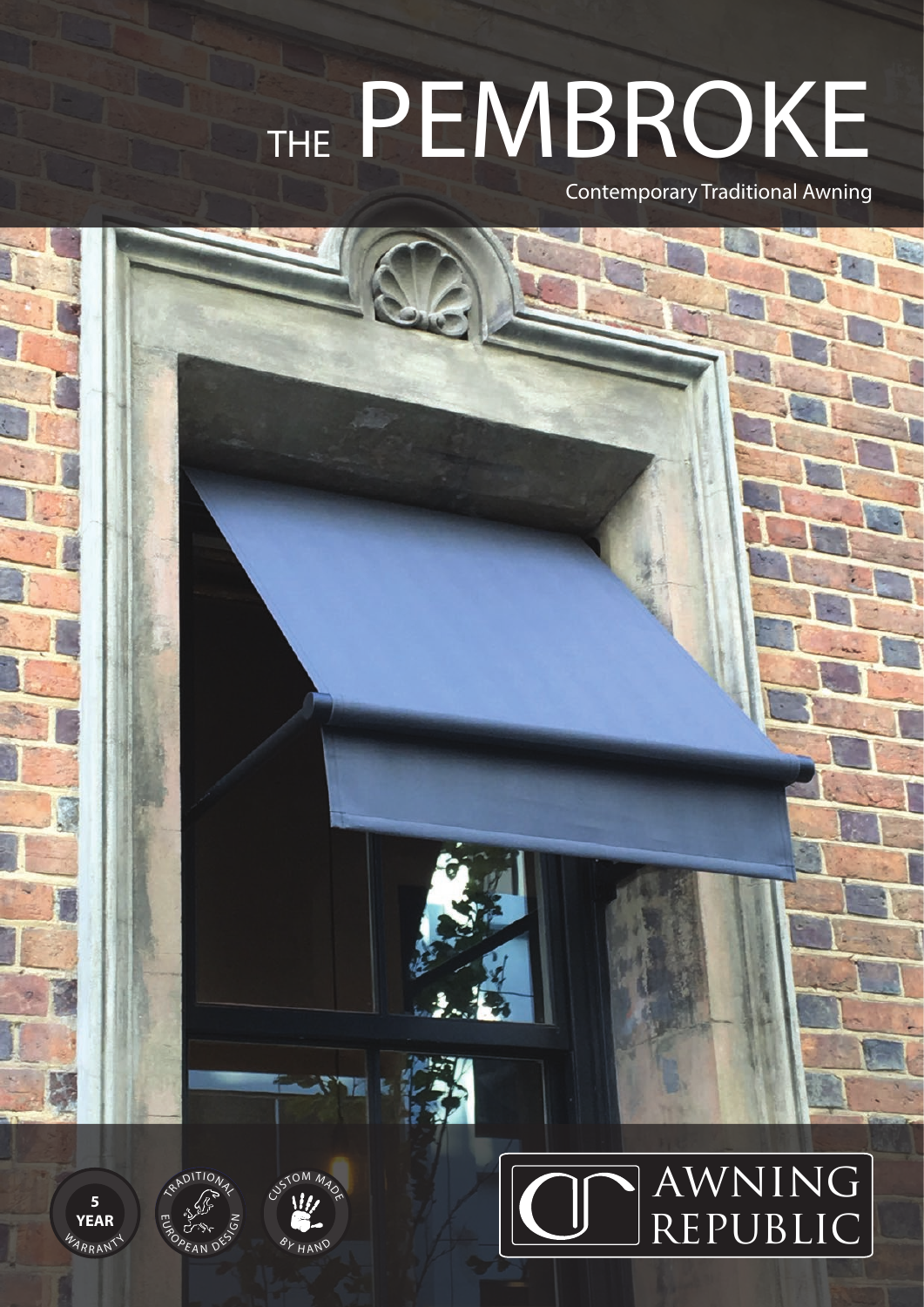# THE PEMBROKE

Contemporary Traditional Awning

5 YEAR WARRANTY

TRADITIONAL EUROPEAN DESIGN

CUSTOM MADE BY HAND

AWNING REPUBLIC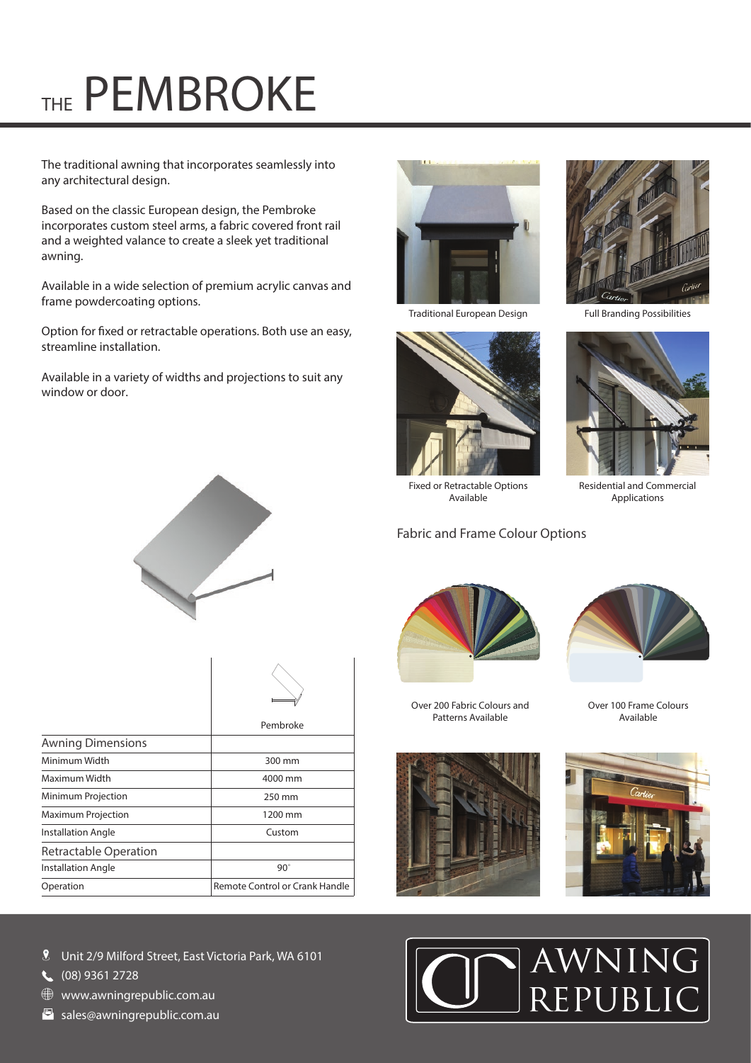# THE PEMBROKE

The traditional awning that incorporates seamlessly into any architectural design.

Based on the classic European design, the Pembroke incorporates custom steel arms, a fabric covered front rail and a weighted valance to create a sleek yet traditional awning.

Available in a wide selection of premium acrylic canvas and frame powdercoating options.

Option for fixed or retractable operations. Both use an easy, streamline installation.

Available in a variety of widths and projections to suit any window or door.

Traditional European Design

Full Branding Possibilities

Fixed or Retractable Options Available

Residential and Commercial Applications

## Fabric and Frame Colour Options

Over 200 Fabric Colours and Patterns Available

Over 100 Frame Colours Available

| | Pembroke |
|---|---|
| **Awning Dimensions** | |
| Minimum Width | 300 mm |
| Maximum Width | 4000 mm |
| Minimum Projection | 250 mm |
| Maximum Projection | 1200 mm |
| Installation Angle | Custom |
| **Retractable Operation** | |
| Installation Angle | 90° |
| Operation | Remote Control or Crank Handle |

Unit 2/9 Milford Street, East Victoria Park, WA 6101

(08) 9361 2728

www.awningrepublic.com.au

sales@awningrepublic.com.au

AWNING REPUBLIC